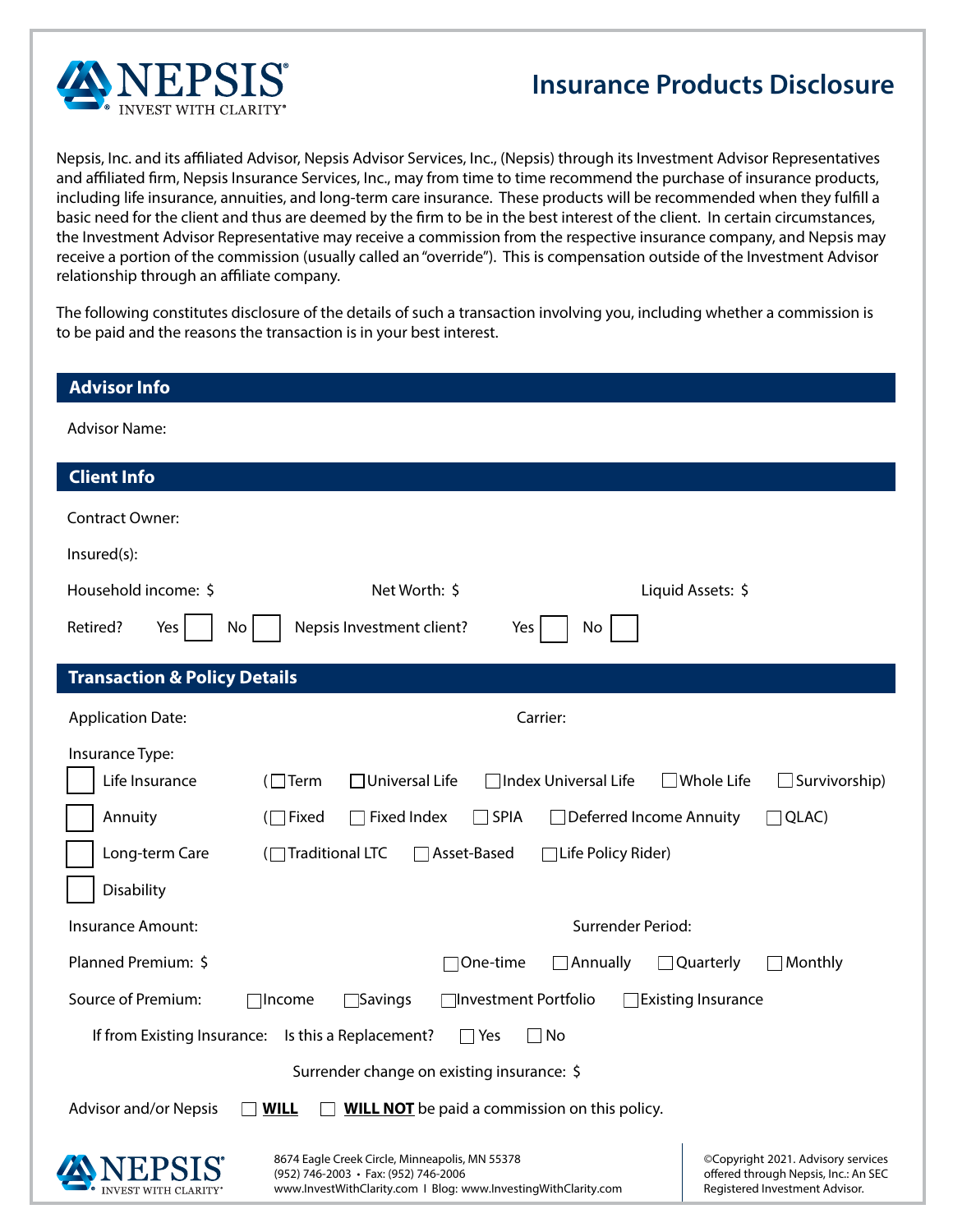# NEPSIS

INVEST WITH CLARITY

## Insurance Products Disclosure

Nepsis, Inc. and its affiliated Advisor, Nepsis Advisor Services, Inc., (Nepsis) through its Investment Advisor Representatives and affiliated firm, Nepsis Insurance Services, Inc., may from time to time recommend the purchase of insurance products, including life insurance, annuities, and long-term care insurance. These products will be recommended when they fulfill a basic need for the client and thus are deemed by the firm to be in the best interest of the client. In certain circumstances, the Investment Advisor Representative may receive a commission from the respective insurance company, and Nepsis may receive a portion of the commission (usually called an "override"). This is compensation outside of the Investment Advisor relationship through an affiliate company.

The following constitutes disclosure of the details of such a transaction involving you, including whether a commission is to be paid and the reasons the transaction is in your best interest.

### Advisor Info

Advisor Name:

### Client Info

Contract Owner:

Insured(s):

Household income: $ Net Worth: $ Liquid Assets: $

Retired? Yes ☐ No ☐ Nepsis Investment client? Yes ☐ No ☐

### Transaction & Policy Details

Application Date: Carrier:

Insurance Type:

- ☐ Life Insurance (☐ Term ☐ Universal Life ☐ Index Universal Life ☐ Whole Life ☐ Survivorship)
- ☐ Annuity (☐ Fixed ☐ Fixed Index ☐ SPIA ☐ Deferred Income Annuity ☐ QLAC)
- ☐ Long-term Care (☐ Traditional LTC ☐ Asset-Based ☐ Life Policy Rider)
- ☐ Disability

Insurance Amount: Surrender Period:

Planned Premium: $ ☐ One-time ☐ Annually ☐ Quarterly ☐ Monthly

Source of Premium: ☐ Income ☐ Savings ☐ Investment Portfolio ☐ Existing Insurance

If from Existing Insurance: Is this a Replacement? ☐ Yes ☐ No

Surrender change on existing insurance: $

Advisor and/or Nepsis ☐ **WILL** ☐ **WILL NOT** be paid a commission on this policy.

8674 Eagle Creek Circle, Minneapolis, MN 55378
(952) 746-2003 • Fax: (952) 746-2006
www.InvestWithClarity.com I Blog: www.InvestingWithClarity.com

©Copyright 2021. Advisory services offered through Nepsis, Inc.: An SEC Registered Investment Advisor.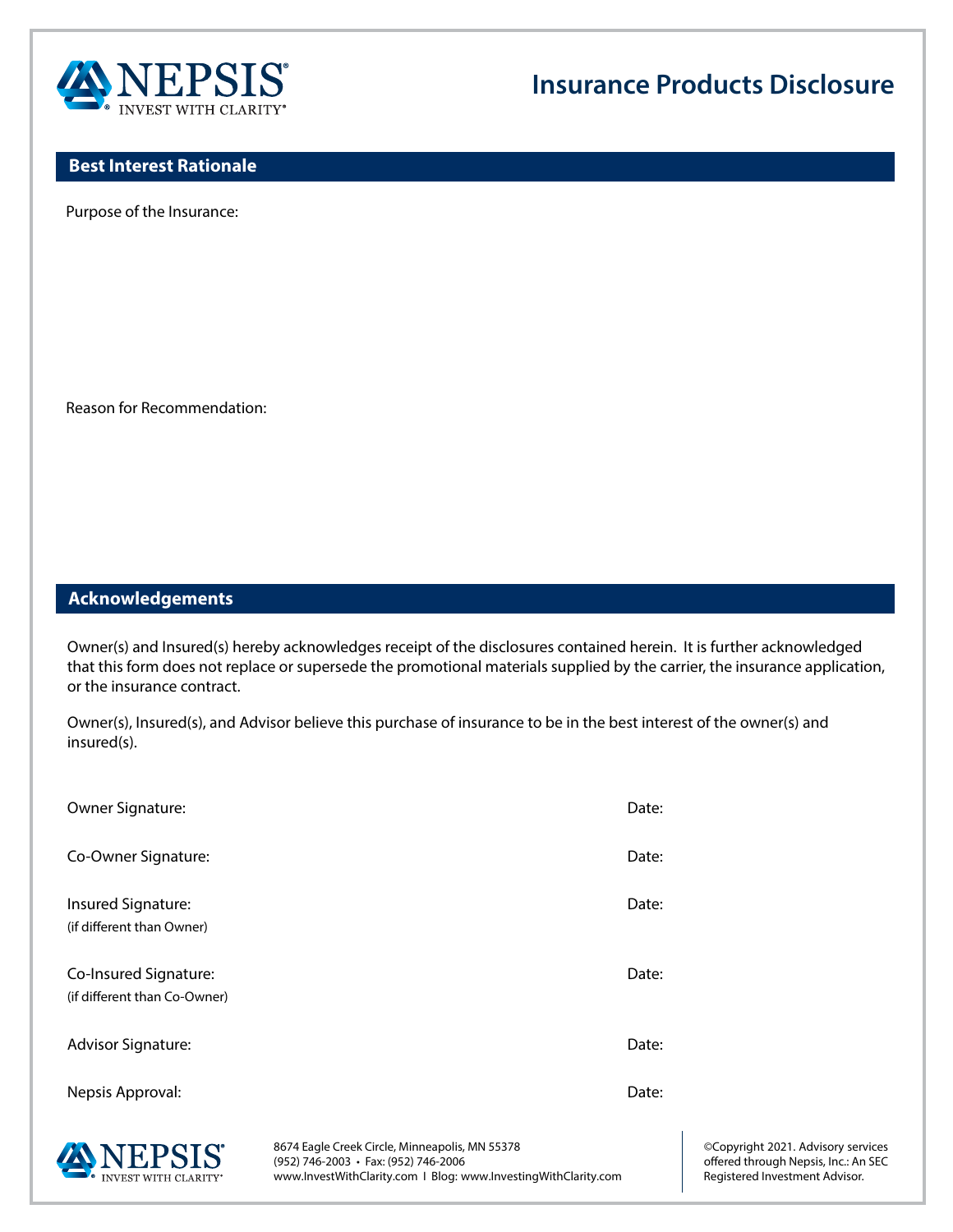NEPSIS
INVEST WITH CLARITY

# Insurance Products Disclosure

## Best Interest Rationale

Purpose of the Insurance:

Reason for Recommendation:

## Acknowledgements

Owner(s) and Insured(s) hereby acknowledges receipt of the disclosures contained herein. It is further acknowledged that this form does not replace or supersede the promotional materials supplied by the carrier, the insurance application, or the insurance contract.

Owner(s), Insured(s), and Advisor believe this purchase of insurance to be in the best interest of the owner(s) and insured(s).

Owner Signature: Date:

Co-Owner Signature: Date:

Insured Signature: Date:
(if different than Owner)

Co-Insured Signature: Date:
(if different than Co-Owner)

Advisor Signature: Date:

Nepsis Approval: Date:

8674 Eagle Creek Circle, Minneapolis, MN 55378
(952) 746-2003 • Fax: (952) 746-2006
www.InvestWithClarity.com I Blog: www.InvestingWithClarity.com

©Copyright 2021. Advisory services offered through Nepsis, Inc.: An SEC Registered Investment Advisor.